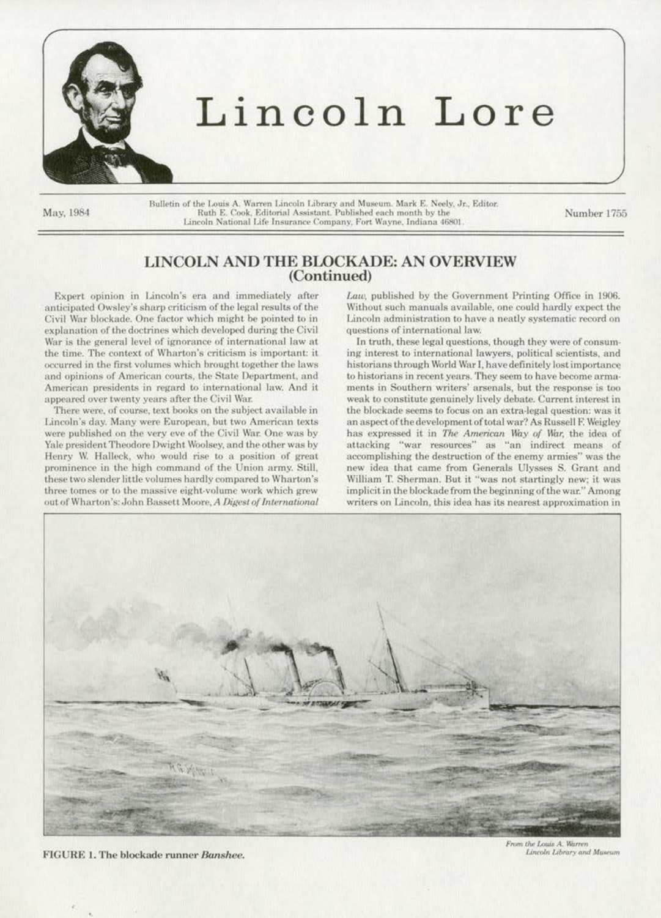# Lincoln Lore

May, 1984

Bulletin of the Louis A. Warren Lincoln Library and Museum. Mark E. Neely, Jr., Editor. Ruth E. Cook, Editorial Assistant. Published each month by the Lincoln National Life Insurance Company, Fort Wayne, Indiana 46801.

Number 1755

## LINCOLN AND THE BLOCKADE: AN OVERVIEW (Continued)

Expert opinion in Lincoln's era and immediately after anticipated Owsley's sharp criticism of the legal results of the Civil War blockade. One factor which might be pointed to in explanation of the doctrines which developed during the Civil War is the general level of ignorance of international law at the time. The context of Wharton's criticism is important: it occurred in the first volumes which brought together the laws and opinions of American courts, the State Department, and American presidents in regard to international law. And it appeared over twenty years after the Civil War.

There were, of course, text books on the subject available in Lincoln's day. Many were European, but two American texts were published on the very eve of the Civil War. One was by Yale president Theodore Dwight Woolsey, and the other was by Henry W. Halleck, who would rise to a position of great prominence in the high command of the Union army. Still, these two slender little volumes hardly compared to Wharton's three tomes or to the massive eight-volume work which grew out of Wharton's: John Bassett Moore, *A Digest of International Law*, published by the Government Printing Office in 1906. Without such manuals available, one could hardly expect the Lincoln administration to have a neatly systematic record on questions of international law.

In truth, these legal questions, though they were of consuming interest to international lawyers, political scientists, and historians through World War I, have definitely lost importance to historians in recent years. They seem to have become armaments in Southern writers' arsenals, but the response is too weak to constitute genuinely lively debate. Current interest in the blockade seems to focus on an extra-legal question: was it an aspect of the development of total war? As Russell F. Weigley has expressed it in *The American Way of War*, the idea of attacking "war resources" as "an indirect means of accomplishing the destruction of the enemy armies" was the new idea that came from Generals Ulysses S. Grant and William T. Sherman. But it "was not startlingly new; it was implicit in the blockade from the beginning of the war." Among writers on Lincoln, this idea has its nearest approximation in

From the Louis A. Warren Lincoln Library and Museum

**FIGURE 1. The blockade runner *Banshee*.**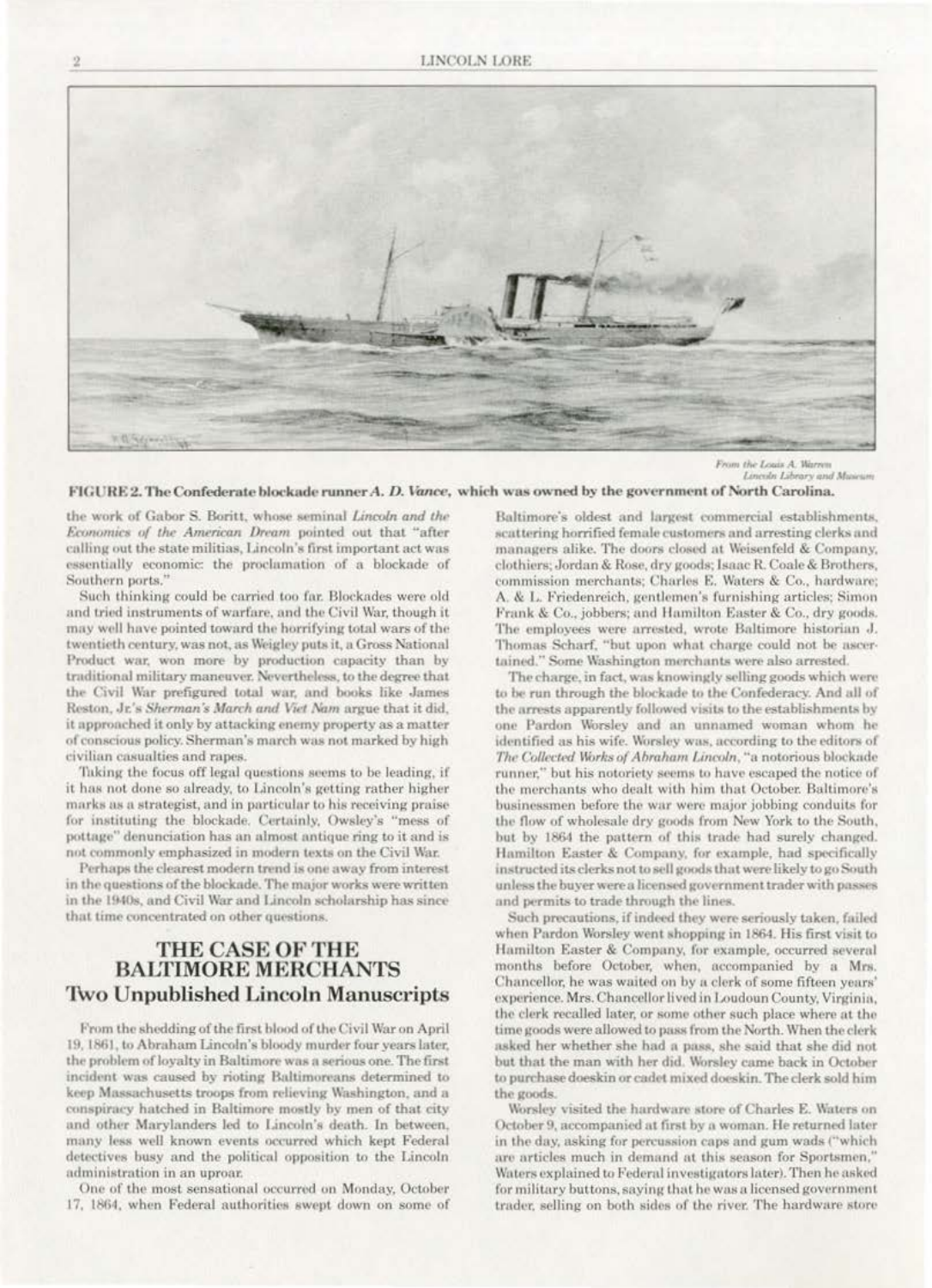From the Louis A. Warren Lincoln Library and Museum

**FIGURE 2. The Confederate blockade runner *A. D. Vance*, which was owned by the government of North Carolina.**

the work of Gabor S. Boritt, whose seminal *Lincoln and the Economics of the American Dream* pointed out that "after calling out the state militias, Lincoln's first important act was essentially economic: the proclamation of a blockade of Southern ports."

Such thinking could be carried too far. Blockades were old and tried instruments of warfare, and the Civil War, though it may well have pointed toward the horrifying total wars of the twentieth century, was not, as Weigley puts it, a Gross National Product war, won more by production capacity than by traditional military maneuver. Nevertheless, to the degree that the Civil War prefigured total war, and books like James Reston, Jr.'s *Sherman's March and Viet Nam* argue that it did, it approached it only by attacking enemy property as a matter of conscious policy. Sherman's march was not marked by high civilian casualties and rapes.

Taking the focus off legal questions seems to be leading, if it has not done so already, to Lincoln's getting rather higher marks as a strategist, and in particular to his receiving praise for instituting the blockade. Certainly, Owsley's "mess of pottage" denunciation has an almost antique ring to it and is not commonly emphasized in modern texts on the Civil War.

Perhaps the clearest modern trend is one away from interest in the questions of the blockade. The major works were written in the 1940s, and Civil War and Lincoln scholarship has since that time concentrated on other questions.

## THE CASE OF THE BALTIMORE MERCHANTS
### Two Unpublished Lincoln Manuscripts

From the shedding of the first blood of the Civil War on April 19, 1861, to Abraham Lincoln's bloody murder four years later, the problem of loyalty in Baltimore was a serious one. The first incident was caused by rioting Baltimoreans determined to keep Massachusetts troops from relieving Washington, and a conspiracy hatched in Baltimore mostly by men of that city and other Marylanders led to Lincoln's death. In between, many less well known events occurred which kept Federal detectives busy and the political opposition to the Lincoln administration in an uproar.

One of the most sensational occurred on Monday, October 17, 1864, when Federal authorities swept down on some of Baltimore's oldest and largest commercial establishments, scattering horrified female customers and arresting clerks and managers alike. The doors closed at Weisenfeld & Company, clothiers; Jordan & Rose, dry goods; Isaac R. Coale & Brothers, commission merchants; Charles E. Waters & Co., hardware; A. & L. Friedenreich, gentlemen's furnishing articles; Simon Frank & Co., jobbers; and Hamilton Easter & Co., dry goods. The employees were arrested, wrote Baltimore historian J. Thomas Scharf, "but upon what charge could not be ascertained." Some Washington merchants were also arrested.

The charge, in fact, was knowingly selling goods which were to be run through the blockade to the Confederacy. And all of the arrests apparently followed visits to the establishments by one Pardon Worsley and an unnamed woman whom he identified as his wife. Worsley was, according to the editors of *The Collected Works of Abraham Lincoln*, "a notorious blockade runner," but his notoriety seems to have escaped the notice of the merchants who dealt with him that October. Baltimore's businessmen before the war were major jobbing conduits for the flow of wholesale dry goods from New York to the South, but by 1864 the pattern of this trade had surely changed. Hamilton Easter & Company, for example, had specifically instructed its clerks not to sell goods that were likely to go South unless the buyer were a licensed government trader with passes and permits to trade through the lines.

Such precautions, if indeed they were seriously taken, failed when Pardon Worsley went shopping in 1864. His first visit to Hamilton Easter & Company, for example, occurred several months before October, when, accompanied by a Mrs. Chancellor, he was waited on by a clerk of some fifteen years' experience. Mrs. Chancellor lived in Loudoun County, Virginia, the clerk recalled later, or some other such place where at the time goods were allowed to pass from the North. When the clerk asked her whether she had a pass, she said that she did not but that the man with her did. Worsley came back in October to purchase doeskin or cadet mixed doeskin. The clerk sold him the goods.

Worsley visited the hardware store of Charles E. Waters on October 9, accompanied at first by a woman. He returned later in the day, asking for percussion caps and gum wads ("which are articles much in demand at this season for Sportsmen," Waters explained to Federal investigators later). Then he asked for military buttons, saying that he was a licensed government trader, selling on both sides of the river. The hardware store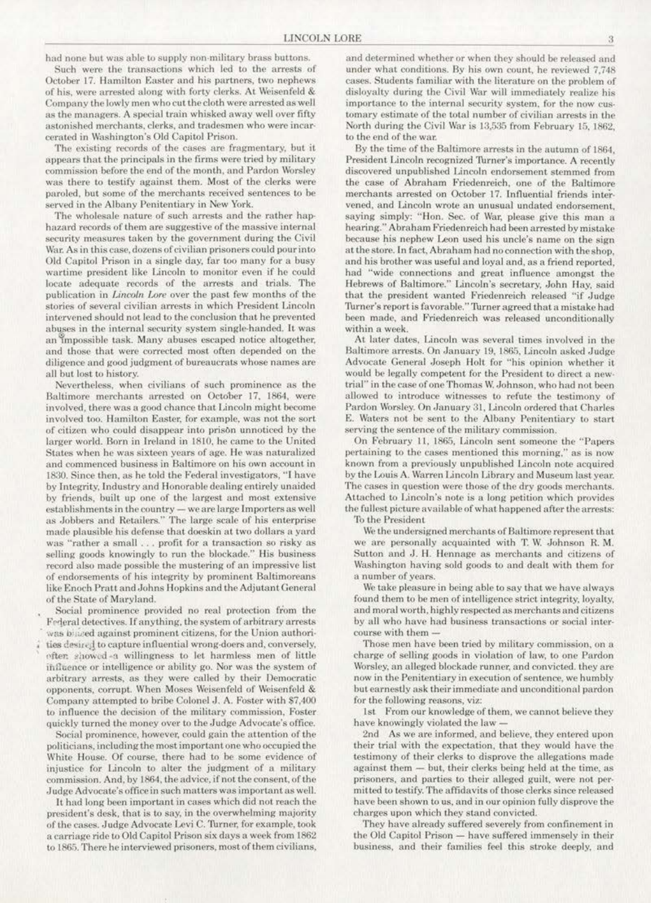had none but was able to supply non-military brass buttons.

Such were the transactions which led to the arrests of October 17. Hamilton Easter and his partners, two nephews of his, were arrested along with forty clerks. At Weisenfeld & Company the lowly men who cut the cloth were arrested as well as the managers. A special train whisked away well over fifty astonished merchants, clerks, and tradesmen who were incarcerated in Washington's Old Capitol Prison.

The existing records of the cases are fragmentary, but it appears that the principals in the firms were tried by military commission before the end of the month, and Pardon Worsley was there to testify against them. Most of the clerks were paroled, but some of the merchants received sentences to be served in the Albany Penitentiary in New York.

The wholesale nature of such arrests and the rather haphazard records of them are suggestive of the massive internal security measures taken by the government during the Civil War. As in this case, dozens of civilian prisoners could pour into Old Capitol Prison in a single day, far too many for a busy wartime president like Lincoln to monitor even if he could locate adequate records of the arrests and trials. The publication in *Lincoln Lore* over the past few months of the stories of several civilian arrests in which President Lincoln intervened should not lead to the conclusion that he prevented abuses in the internal security system single-handed. It was an impossible task. Many abuses escaped notice altogether, and those that were corrected most often depended on the diligence and good judgment of bureaucrats whose names are all but lost to history.

Nevertheless, when civilians of such prominence as the Baltimore merchants arrested on October 17, 1864, were involved, there was a good chance that Lincoln might become involved too. Hamilton Easter, for example, was not the sort of citizen who could disappear into prison unnoticed by the larger world. Born in Ireland in 1810, he came to the United States when he was sixteen years of age. He was naturalized and commenced business in Baltimore on his own account in 1830. Since then, as he told the Federal investigators, "I have by Integrity, Industry and Honorable dealing entirely unaided by friends, built up one of the largest and most extensive establishments in the country — we are large Importers as well as Jobbers and Retailers." The large scale of his enterprise made plausible his defense that doeskin at two dollars a yard was "rather a small . . . profit for a transaction so risky as selling goods knowingly to run the blockade." His business record also made possible the mustering of an impressive list of endorsements of his integrity by prominent Baltimoreans like Enoch Pratt and Johns Hopkins and the Adjutant General of the State of Maryland.

Social prominence provided no real protection from the Federal detectives. If anything, the system of arbitrary arrests was biased against prominent citizens, for the Union authorities desired to capture influential wrong-doers and, conversely, often showed a willingness to let harmless men of little influence or intelligence or ability go. Nor was the system of arbitrary arrests, as they were called by their Democratic opponents, corrupt. When Moses Weisenfeld of Weisenfeld & Company attempted to bribe Colonel J. A. Foster with $7,400 to influence the decision of the military commission, Foster quickly turned the money over to the Judge Advocate's office.

Social prominence, however, could gain the attention of the politicians, including the most important one who occupied the White House. Of course, there had to be some evidence of injustice for Lincoln to alter the judgment of a military commission. And, by 1864, the advice, if not the consent, of the Judge Advocate's office in such matters was important as well.

It had long been important in cases which did not reach the president's desk, that is to say, in the overwhelming majority of the cases. Judge Advocate Levi C. Turner, for example, took a carriage ride to Old Capitol Prison six days a week from 1862 to 1865. There he interviewed prisoners, most of them civilians, and determined whether or when they should be released and under what conditions. By his own count, he reviewed 7,748 cases. Students familiar with the literature on the problem of disloyalty during the Civil War will immediately realize his importance to the internal security system, for the now customary estimate of the total number of civilian arrests in the North during the Civil War is 13,535 from February 15, 1862, to the end of the war.

By the time of the Baltimore arrests in the autumn of 1864, President Lincoln recognized Turner's importance. A recently discovered unpublished Lincoln endorsement stemmed from the case of Abraham Friedenreich, one of the Baltimore merchants arrested on October 17. Influential friends intervened, and Lincoln wrote an unusual undated endorsement, saying simply: "Hon. Sec. of War, please give this man a hearing." Abraham Friedenreich had been arrested by mistake because his nephew Leon used his uncle's name on the sign at the store. In fact, Abraham had no connection with the shop, and his brother was useful and loyal and, as a friend reported, had "wide connections and great influence amongst the Hebrews of Baltimore." Lincoln's secretary, John Hay, said that the president wanted Friedenreich released "if Judge Turner's report is favorable." Turner agreed that a mistake had been made, and Friedenreich was released unconditionally within a week.

At later dates, Lincoln was several times involved in the Baltimore arrests. On January 19, 1865, Lincoln asked Judge Advocate General Joseph Holt for "his opinion whether it would be legally competent for the President to direct a new-trial" in the case of one Thomas W. Johnson, who had not been allowed to introduce witnesses to refute the testimony of Pardon Worsley. On January 31, Lincoln ordered that Charles E. Waters not be sent to the Albany Penitentiary to start serving the sentence of the military commission.

On February 11, 1865, Lincoln sent someone the "Papers pertaining to the cases mentioned this morning," as is now known from a previously unpublished Lincoln note acquired by the Louis A. Warren Lincoln Library and Museum last year. The cases in question were those of the dry goods merchants. Attached to Lincoln's note is a long petition which provides the fullest picture available of what happened after the arrests:

To the President

We the undersigned merchants of Baltimore represent that we are personally acquainted with T. W. Johnson R. M. Sutton and J. H. Hennage as merchants and citizens of Washington having sold goods to and dealt with them for a number of years.

We take pleasure in being able to say that we have always found them to be men of intelligence strict integrity, loyalty, and moral worth, highly respected as merchants and citizens by all who have had business transactions or social intercourse with them —

Those men have been tried by military commission, on a charge of selling goods in violation of law, to one Pardon Worsley, an alleged blockade runner, and convicted. they are now in the Penitentiary in execution of sentence, we humbly but earnestly ask their immediate and unconditional pardon for the following reasons, viz:

1st From our knowledge of them, we cannot believe they have knowingly violated the law —

2nd As we are informed, and believe, they entered upon their trial with the expectation, that they would have the testimony of their clerks to disprove the allegations made against them — but, their clerks being held at the time, as prisoners, and parties to their alleged guilt, were not permitted to testify. The affidavits of those clerks since released have been shown to us, and in our opinion fully disprove the charges upon which they stand convicted.

They have already suffered severely from confinement in the Old Capitol Prison — have suffered immensely in their business, and their families feel this stroke deeply, and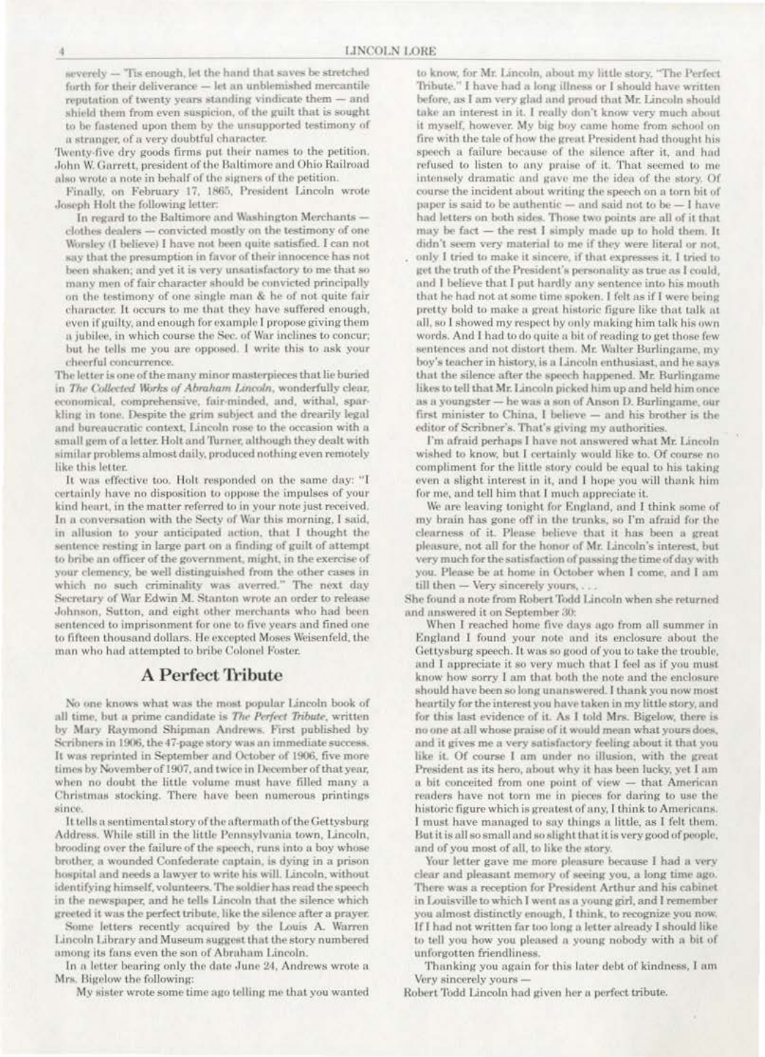severely — 'Tis enough, let the hand that saves be stretched forth for their deliverance — let an unblemished mercantile reputation of twenty years standing vindicate them — and shield them from even suspicion, of the guilt that is sought to be fastened upon them by the unsupported testimony of a stranger, of a very doubtful character.

Twenty-five dry goods firms put their names to the petition. John W. Garrett, president of the Baltimore and Ohio Railroad also wrote a note in behalf of the signers of the petition.

Finally, on February 17, 1865, President Lincoln wrote Joseph Holt the following letter:

> In regard to the Baltimore and Washington Merchants — clothes dealers — convicted mostly on the testimony of one Worsley (I believe) I have not been quite satisfied. I can not say that the presumption in favor of their innocence has not been shaken; and yet it is very unsatisfactory to me that so many men of fair character should be convicted principally on the testimony of one single man & he of not quite fair character. It occurs to me that they have suffered enough, even if guilty, and enough for example I propose giving them a jubilee, in which course the Sec. of War inclines to concur; but he tells me you are opposed. I write this to ask your cheerful concurrence.

The letter is one of the many minor masterpieces that lie buried in *The Collected Works of Abraham Lincoln*, wonderfully clear, economical, comprehensive, fair-minded, and, withal, sparkling in tone. Despite the grim subject and the drearily legal and bureaucratic context, Lincoln rose to the occasion with a small gem of a letter. Holt and Turner, although they dealt with similar problems almost daily, produced nothing even remotely like this letter.

It was effective too. Holt responded on the same day: "I certainly have no disposition to oppose the impulses of your kind heart, in the matter referred to in your note just received. In a conversation with the Secty of War this morning, I said, in allusion to your anticipated action, that I thought the sentence resting in large part on a finding of guilt of attempt to bribe an officer of the government, might, in the exercise of your clemency, be well distinguished from the other cases in which no such criminality was averred." The next day Secretary of War Edwin M. Stanton wrote an order to release Johnson, Sutton, and eight other merchants who had been sentenced to imprisonment for one to five years and fined one to fifteen thousand dollars. He excepted Moses Weisenfeld, the man who had attempted to bribe Colonel Foster.

## A Perfect Tribute

No one knows what was the most popular Lincoln book of all time, but a prime candidate is *The Perfect Tribute*, written by Mary Raymond Shipman Andrews. First published by Scribners in 1906, the 47-page story was an immediate success. It was reprinted in September and October of 1906, five more times by November of 1907, and twice in December of that year, when no doubt the little volume must have filled many a Christmas stocking. There have been numerous printings since.

It tells a sentimental story of the aftermath of the Gettysburg Address. While still in the little Pennsylvania town, Lincoln, brooding over the failure of the speech, runs into a boy whose brother, a wounded Confederate captain, is dying in a prison hospital and needs a lawyer to write his will. Lincoln, without identifying himself, volunteers. The soldier has read the speech in the newspaper, and he tells Lincoln that the silence which greeted it was the perfect tribute, like the silence after a prayer.

Some letters recently acquired by the Louis A. Warren Lincoln Library and Museum suggest that the story numbered among its fans even the son of Abraham Lincoln.

In a letter bearing only the date June 24, Andrews wrote a Mrs. Bigelow the following:

> My sister wrote some time ago telling me that you wanted to know, for Mr. Lincoln, about my little story, "The Perfect Tribute." I have had a long illness or I should have written before, as I am very glad and proud that Mr. Lincoln should take an interest in it. I really don't know very much about it myself, however. My big boy came home from school on fire with the tale of how the great President had thought his speech a failure because of the silence after it, and had refused to listen to any praise of it. That seemed to me intensely dramatic and gave me the idea of the story. Of course the incident about writing the speech on a torn bit of paper is said to be authentic — and said not to be — I have had letters on both sides. Those two points are all of it that may be fact — the rest I simply made up to hold them. It didn't seem very material to me if they were literal or not, only I tried to make it sincere, if that expresses it. I tried to get the truth of the President's personality as true as I could, and I believe that I put hardly any sentence into his mouth that he had not at some time spoken. I felt as if I were being pretty bold to make a great historic figure like that talk at all, so I showed my respect by only making him talk his own words. And I had to do quite a bit of reading to get those few sentences and not distort them. Mr. Walter Burlingame, my boy's teacher in history, is a Lincoln enthusiast, and he says that the silence after the speech happened. Mr. Burlingame likes to tell that Mr. Lincoln picked him up and held him once as a youngster — he was a son of Anson D. Burlingame, our first minister to China, I believe — and his brother is the editor of Scribner's. That's giving my authorities.
>
> I'm afraid perhaps I have not answered what Mr. Lincoln wished to know, but I certainly would like to. Of course no compliment for the little story could be equal to his taking even a slight interest in it, and I hope you will thank him for me, and tell him that I much appreciate it.
>
> We are leaving tonight for England, and I think some of my brain has gone off in the trunks, so I'm afraid for the clearness of it. Please believe that it has been a great pleasure, not all for the honor of Mr. Lincoln's interest, but very much for the satisfaction of passing the time of day with you. Please be at home in October when I come, and I am till then — Very sincerely yours, . . .

She found a note from Robert Todd Lincoln when she returned and answered it on September 30:

> When I reached home five days ago from all summer in England I found your note and its enclosure about the Gettysburg speech. It was so good of you to take the trouble, and I appreciate it so very much that I feel as if you must know how sorry I am that both the note and the enclosure should have been so long unanswered. I thank you now most heartily for the interest you have taken in my little story, and for this last evidence of it. As I told Mrs. Bigelow, there is no one at all whose praise of it would mean what yours does, and it gives me a very satisfactory feeling about it that you like it. Of course I am under no illusion, with the great President as its hero, about why it has been lucky, yet I am a bit conceited from one point of view — that American readers have not torn me in pieces for daring to use the historic figure which is greatest of any, I think to Americans. I must have managed to say things a little, as I felt them. But it is all so small and so slight that it is very good of people, and of you most of all, to like the story.
>
> Your letter gave me more pleasure because I had a very clear and pleasant memory of seeing you, a long time ago. There was a reception for President Arthur and his cabinet in Louisville to which I went as a young girl, and I remember you almost distinctly enough, I think, to recognize you now. If I had not written far too long a letter already I should like to tell you how you pleased a young nobody with a bit of unforgotten friendliness.
>
> Thanking you again for this later debt of kindness, I am Very sincerely yours —

Robert Todd Lincoln had given her a perfect tribute.